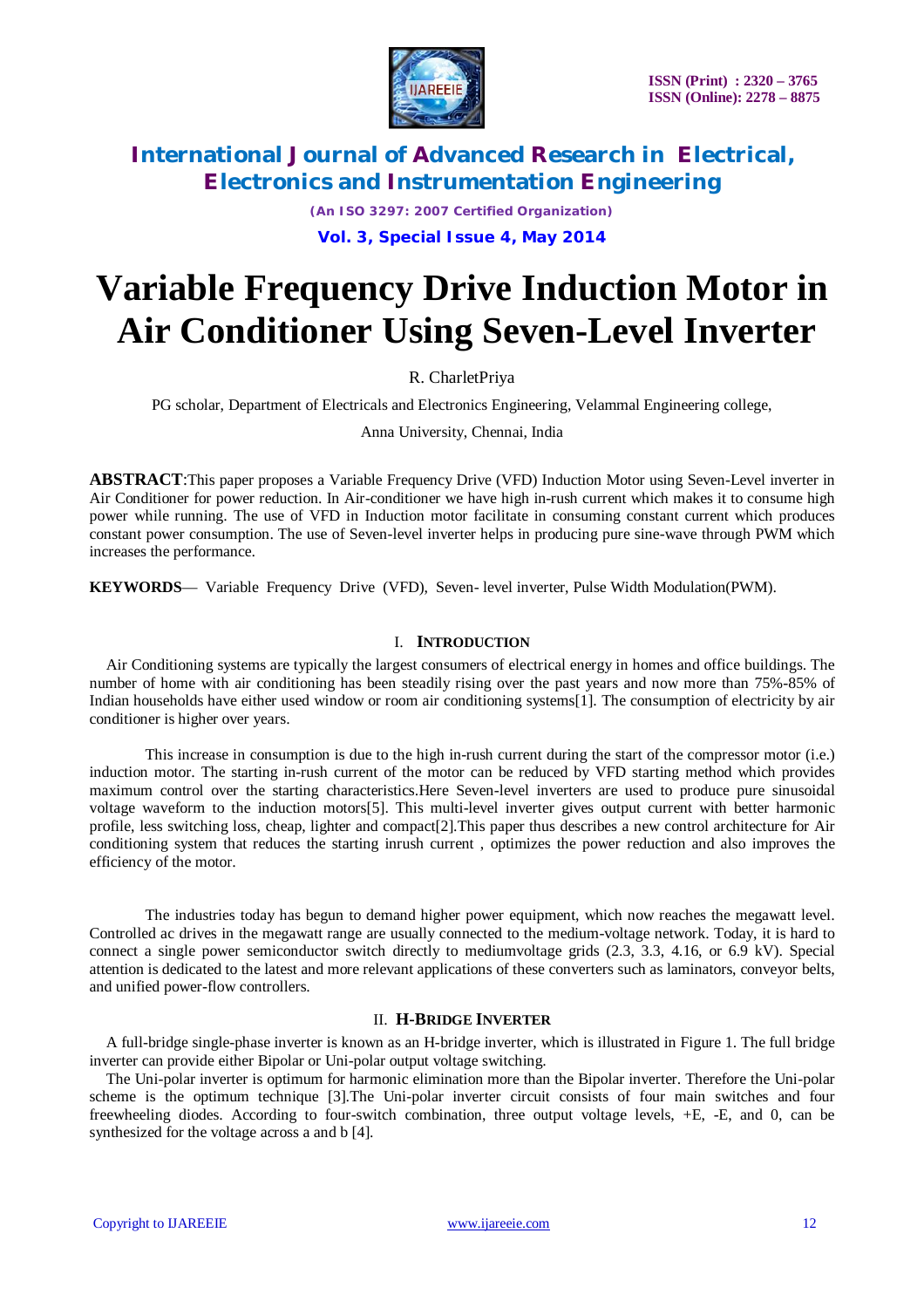# Variable Frequency Drive Induction Motor in Air Conditioner Using Seven-Level Inverter

R. CharletPriya

PG scholar, Department of Electricals and Electronics Engineering, Velammal Engineering college,

Anna University, Chennai, India

**ABSTRACT**:This paper proposes a Variable Frequency Drive (VFD) Induction Motor using Seven-Level inverter in Air Conditioner for power reduction. In Air-conditioner we have high in-rush current which makes it to consume high power while running. The use of VFD in Induction motor facilitate in consuming constant current which produces constant power consumption. The use of Seven-level inverter helps in producing pure sine-wave through PWM which increases the performance.

**KEYWORDS**— Variable Frequency Drive (VFD), Seven- level inverter, Pulse Width Modulation(PWM).

## I. INTRODUCTION

Air Conditioning systems are typically the largest consumers of electrical energy in homes and office buildings. The number of home with air conditioning has been steadily rising over the past years and now more than 75%-85% of Indian households have either used window or room air conditioning systems[1]. The consumption of electricity by air conditioner is higher over years.

This increase in consumption is due to the high in-rush current during the start of the compressor motor (i.e.) induction motor. The starting in-rush current of the motor can be reduced by VFD starting method which provides maximum control over the starting characteristics.Here Seven-level inverters are used to produce pure sinusoidal voltage waveform to the induction motors[5]. This multi-level inverter gives output current with better harmonic profile, less switching loss, cheap, lighter and compact[2].This paper thus describes a new control architecture for Air conditioning system that reduces the starting inrush current , optimizes the power reduction and also improves the efficiency of the motor.

The industries today has begun to demand higher power equipment, which now reaches the megawatt level. Controlled ac drives in the megawatt range are usually connected to the medium-voltage network. Today, it is hard to connect a single power semiconductor switch directly to mediumvoltage grids (2.3, 3.3, 4.16, or 6.9 kV). Special attention is dedicated to the latest and more relevant applications of these converters such as laminators, conveyor belts, and unified power-flow controllers.

## II. H-BRIDGE INVERTER

A full-bridge single-phase inverter is known as an H-bridge inverter, which is illustrated in Figure 1. The full bridge inverter can provide either Bipolar or Uni-polar output voltage switching.

The Uni-polar inverter is optimum for harmonic elimination more than the Bipolar inverter. Therefore the Uni-polar scheme is the optimum technique [3].The Uni-polar inverter circuit consists of four main switches and four freewheeling diodes. According to four-switch combination, three output voltage levels, +E, -E, and 0, can be synthesized for the voltage across a and b [4].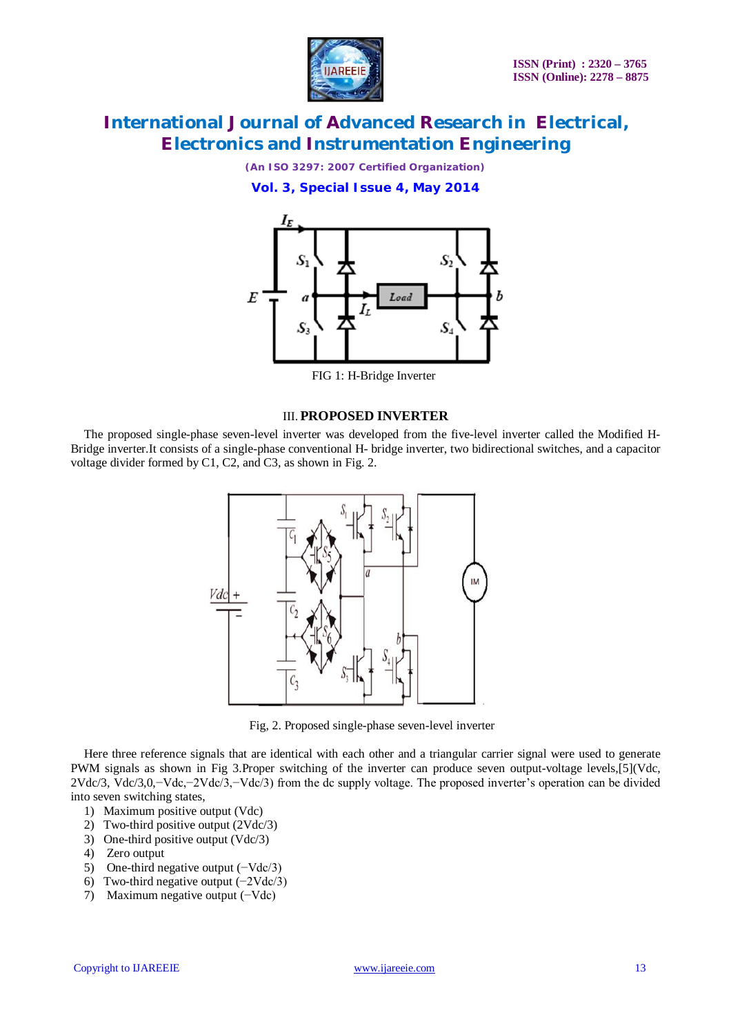FIG 1: H-Bridge Inverter

## III. PROPOSED INVERTER

The proposed single-phase seven-level inverter was developed from the five-level inverter called the Modified H-Bridge inverter.It consists of a single-phase conventional H- bridge inverter, two bidirectional switches, and a capacitor voltage divider formed by C1, C2, and C3, as shown in Fig. 2.

Fig, 2. Proposed single-phase seven-level inverter

Here three reference signals that are identical with each other and a triangular carrier signal were used to generate PWM signals as shown in Fig 3.Proper switching of the inverter can produce seven output-voltage levels,[5](Vdc, 2Vdc/3, Vdc/3,0,−Vdc,−2Vdc/3,−Vdc/3) from the dc supply voltage. The proposed inverter's operation can be divided into seven switching states,

1) Maximum positive output (Vdc)
2) Two-third positive output (2Vdc/3)
3) One-third positive output (Vdc/3)
4) Zero output
5) One-third negative output (−Vdc/3)
6) Two-third negative output (−2Vdc/3)
7) Maximum negative output (−Vdc)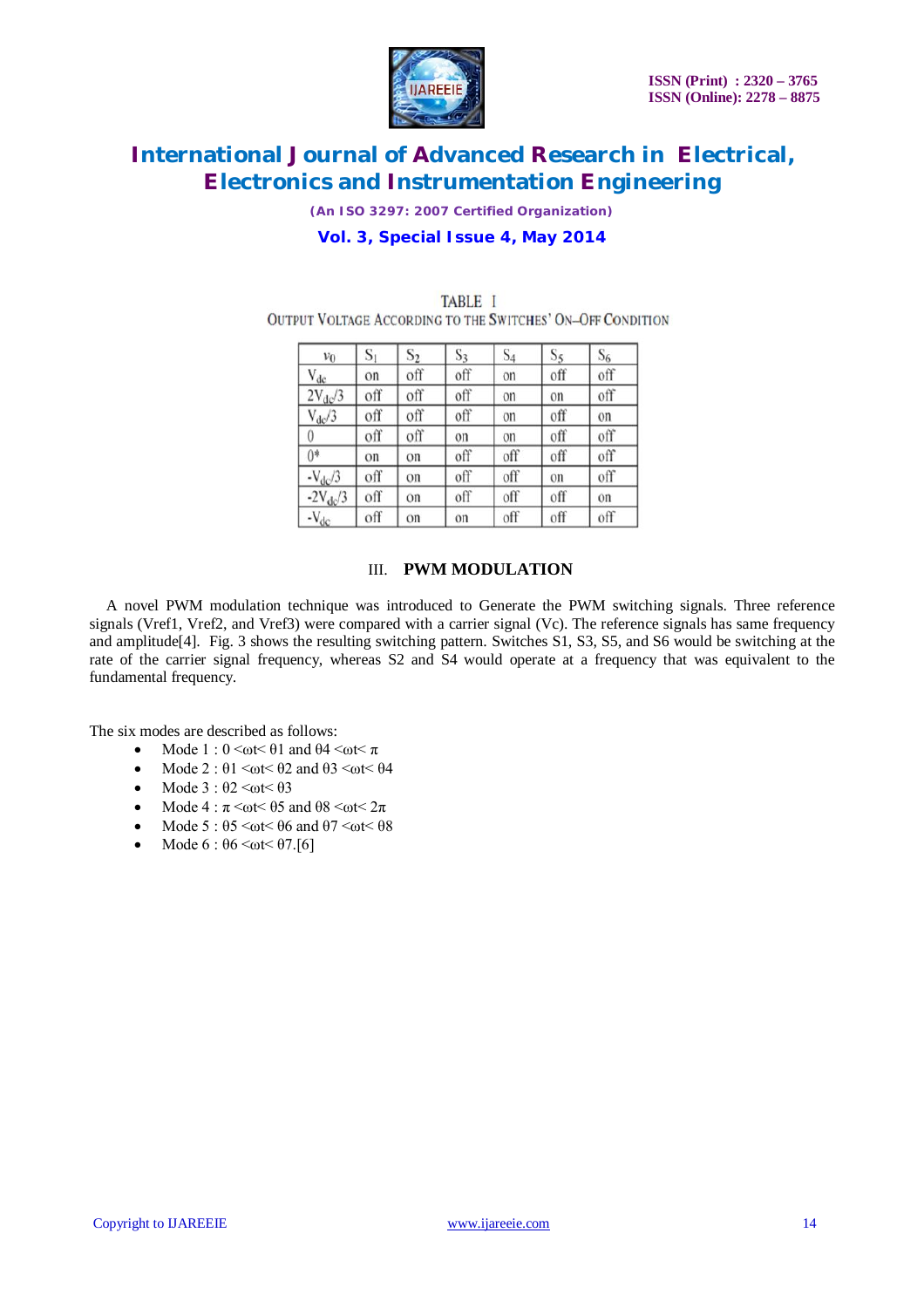TABLE I

OUTPUT VOLTAGE ACCORDING TO THE SWITCHES' ON–OFF CONDITION

| $v_0$ | $S_1$ | $S_2$ | $S_3$ | $S_4$ | $S_5$ | $S_6$ |
|---|---|---|---|---|---|---|
| $V_{dc}$ | on | off | off | on | off | off |
| $2V_{dc}/3$ | off | off | off | on | on | off |
| $V_{dc}/3$ | off | off | off | on | off | on |
| 0 | off | off | on | on | off | off |
| 0* | on | on | off | off | off | off |
| $-V_{dc}/3$ | off | on | off | off | on | off |
| $-2V_{dc}/3$ | off | on | off | off | off | on |
| $-V_{dc}$ | off | on | on | off | off | off |

## III. PWM MODULATION

A novel PWM modulation technique was introduced to Generate the PWM switching signals. Three reference signals (Vref1, Vref2, and Vref3) were compared with a carrier signal (Vc). The reference signals has same frequency and amplitude[4]. Fig. 3 shows the resulting switching pattern. Switches S1, S3, S5, and S6 would be switching at the rate of the carrier signal frequency, whereas S2 and S4 would operate at a frequency that was equivalent to the fundamental frequency.

The six modes are described as follows:

- Mode 1 : $0 < \omega t < \theta 1$ and $\theta 4 < \omega t < \pi$
- Mode 2 : $\theta 1 < \omega t < \theta 2$ and $\theta 3 < \omega t < \theta 4$
- Mode 3 : $\theta 2 < \omega t < \theta 3$
- Mode 4 : $\pi < \omega t < \theta 5$ and $\theta 8 < \omega t < 2\pi$
- Mode 5 : $\theta 5 < \omega t < \theta 6$ and $\theta 7 < \omega t < \theta 8$
- Mode 6 : $\theta 6 < \omega t < \theta 7$.[6]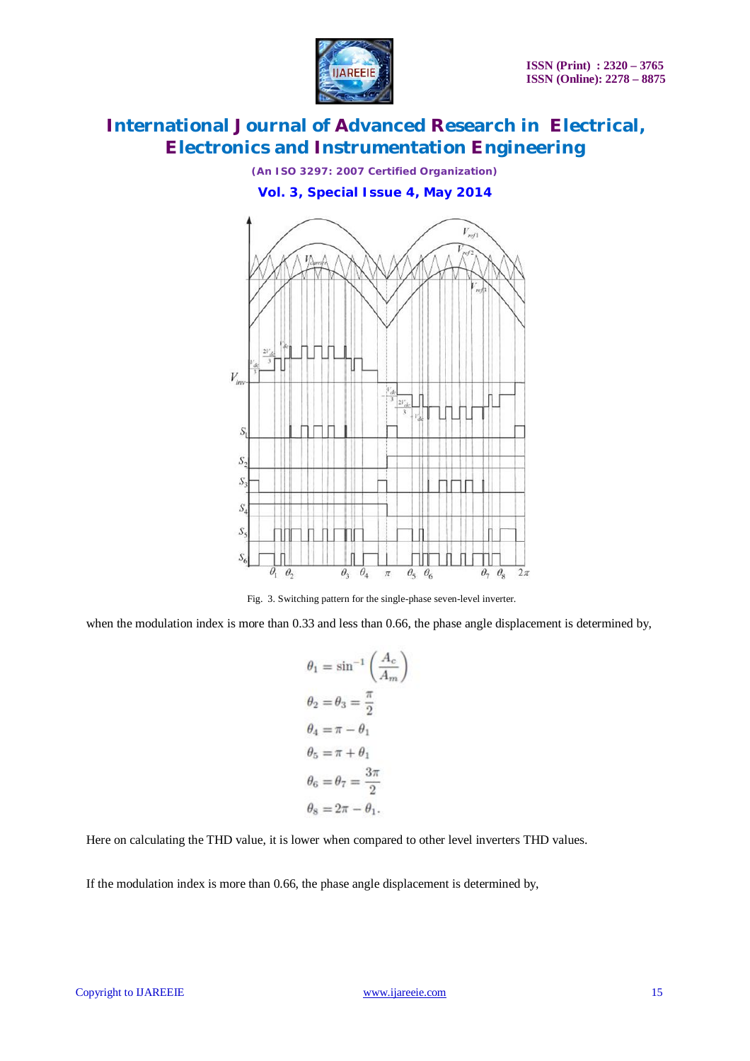Fig. 3. Switching pattern for the single-phase seven-level inverter.

when the modulation index is more than 0.33 and less than 0.66, the phase angle displacement is determined by,

$$\theta_1 = \sin^{-1}\left(\frac{A_c}{A_m}\right)$$

$$\theta_2 = \theta_3 = \frac{\pi}{2}$$

$$\theta_4 = \pi - \theta_1$$

$$\theta_5 = \pi + \theta_1$$

$$\theta_6 = \theta_7 = \frac{3\pi}{2}$$

$$\theta_8 = 2\pi - \theta_1.$$

Here on calculating the THD value, it is lower when compared to other level inverters THD values.

If the modulation index is more than 0.66, the phase angle displacement is determined by,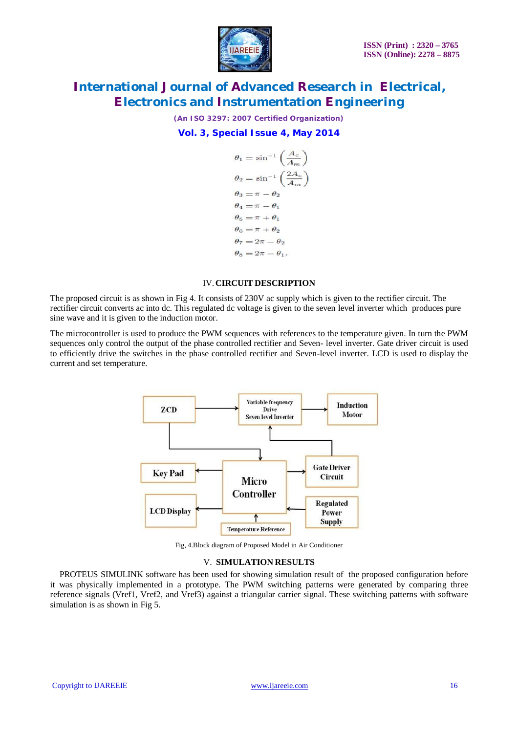$$\theta_1 = \sin^{-1}\left(\frac{A_c}{A_m}\right)$$
$$\theta_2 = \sin^{-1}\left(\frac{2A_c}{A_m}\right)$$
$$\theta_3 = \pi - \theta_2$$
$$\theta_4 = \pi - \theta_1$$
$$\theta_5 = \pi + \theta_1$$
$$\theta_6 = \pi + \theta_2$$
$$\theta_7 = 2\pi - \theta_2$$
$$\theta_8 = 2\pi - \theta_1.$$

## IV. CIRCUIT DESCRIPTION

The proposed circuit is as shown in Fig 4. It consists of 230V ac supply which is given to the rectifier circuit. The rectifier circuit converts ac into dc. This regulated dc voltage is given to the seven level inverter which produces pure sine wave and it is given to the induction motor.

The microcontroller is used to produce the PWM sequences with references to the temperature given. In turn the PWM sequences only control the output of the phase controlled rectifier and Seven- level inverter. Gate driver circuit is used to efficiently drive the switches in the phase controlled rectifier and Seven-level inverter. LCD is used to display the current and set temperature.

ZCD | Variable frequency Drive Seven level Inverter | Induction Motor | Key Pad | Micro Controller | Gate Driver Circuit | LCD Display | Regulated Power Supply | Temperature Reference

Fig, 4.Block diagram of Proposed Model in Air Conditioner

## V. SIMULATION RESULTS

PROTEUS SIMULINK software has been used for showing simulation result of the proposed configuration before it was physically implemented in a prototype. The PWM switching patterns were generated by comparing three reference signals (Vref1, Vref2, and Vref3) against a triangular carrier signal. These switching patterns with software simulation is as shown in Fig 5.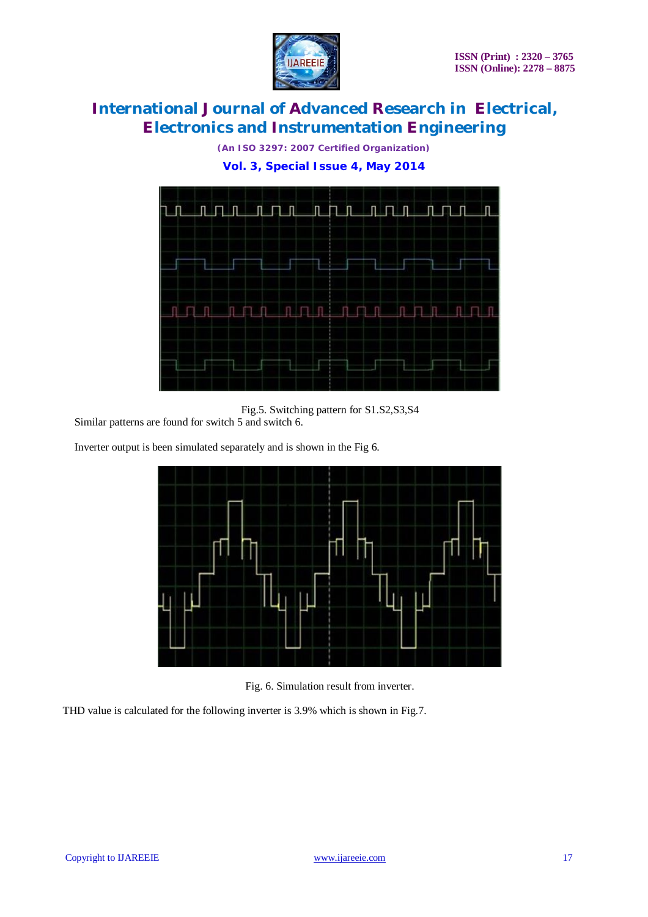Fig.5. Switching pattern for S1.S2,S3,S4

Similar patterns are found for switch 5 and switch 6.

Inverter output is been simulated separately and is shown in the Fig 6.

Fig. 6. Simulation result from inverter.

THD value is calculated for the following inverter is 3.9% which is shown in Fig.7.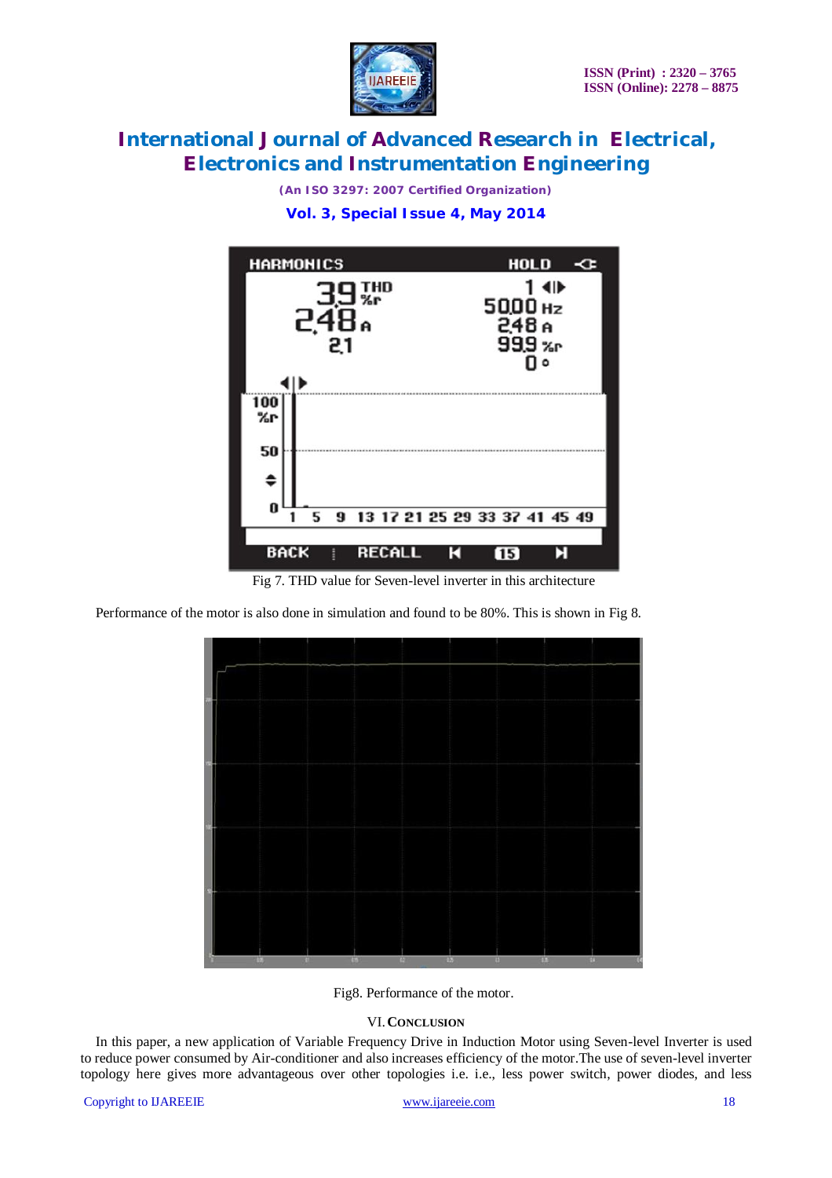Fig 7. THD value for Seven-level inverter in this architecture

Performance of the motor is also done in simulation and found to be 80%. This is shown in Fig 8.

Fig8. Performance of the motor.

## VI. CONCLUSION

In this paper, a new application of Variable Frequency Drive in Induction Motor using Seven-level Inverter is used to reduce power consumed by Air-conditioner and also increases efficiency of the motor.The use of seven-level inverter topology here gives more advantageous over other topologies i.e. i.e., less power switch, power diodes, and less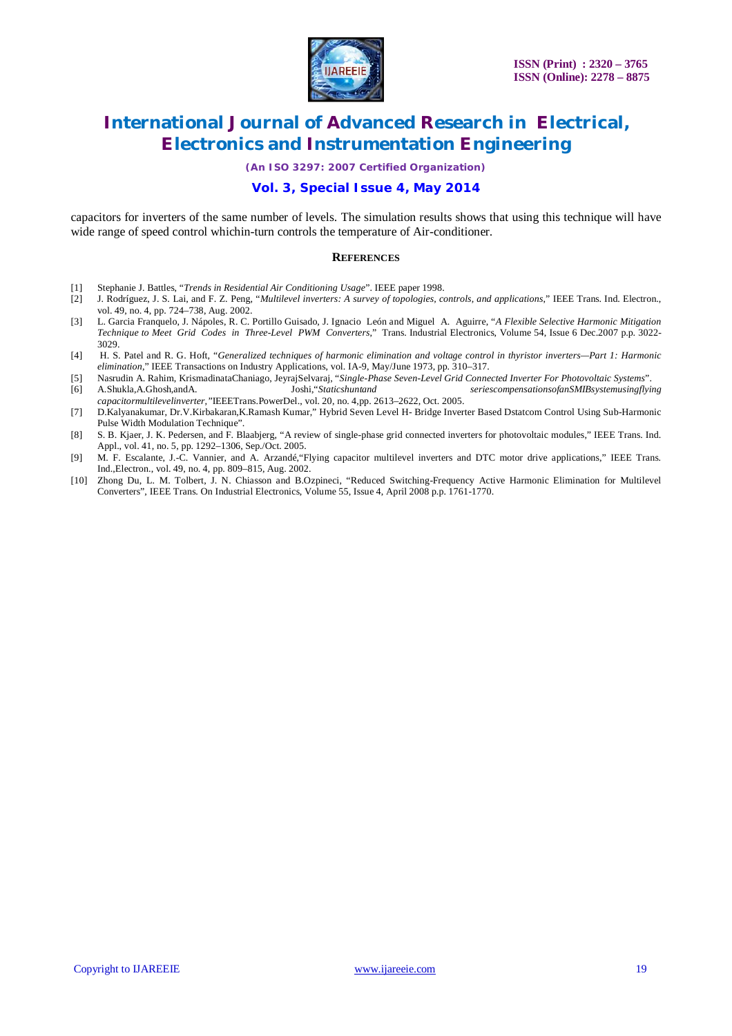capacitors for inverters of the same number of levels. The simulation results shows that using this technique will have wide range of speed control whichin-turn controls the temperature of Air-conditioner.

## REFERENCES

[1] Stephanie J. Battles, "*Trends in Residential Air Conditioning Usage*". IEEE paper 1998.

[2] J. Rodríguez, J. S. Lai, and F. Z. Peng, "*Multilevel inverters: A survey of topologies, controls, and applications*," IEEE Trans. Ind. Electron., vol. 49, no. 4, pp. 724–738, Aug. 2002.

[3] L. Garcia Franquelo, J. Nápoles, R. C. Portillo Guisado, J. Ignacio León and Miguel A. Aguirre, "*A Flexible Selective Harmonic Mitigation Technique to Meet Grid Codes in Three-Level PWM Converters*," Trans. Industrial Electronics, Volume 54, Issue 6 Dec.2007 p.p. 3022-3029.

[4] H. S. Patel and R. G. Hoft, "*Generalized techniques of harmonic elimination and voltage control in thyristor inverters—Part 1: Harmonic elimination*," IEEE Transactions on Industry Applications, vol. IA-9, May/June 1973, pp. 310–317.

[5] Nasrudin A. Rahim, KrismadinataChaniago, JeyrajSelvaraj, "*Single-Phase Seven-Level Grid Connected Inverter For Photovoltaic Systems*".

[6] A.Shukla,A.Ghosh,andA. Joshi,"*Staticshuntand seriescompensationsofanSMIBsystemusingflying capacitormultilevelinverter*,"IEEETrans.PowerDel., vol. 20, no. 4,pp. 2613–2622, Oct. 2005.

[7] D.Kalyanakumar, Dr.V.Kirbakaran,K.Ramash Kumar," Hybrid Seven Level H- Bridge Inverter Based Dstatcom Control Using Sub-Harmonic Pulse Width Modulation Technique".

[8] S. B. Kjaer, J. K. Pedersen, and F. Blaabjerg, "A review of single-phase grid connected inverters for photovoltaic modules," IEEE Trans. Ind. Appl., vol. 41, no. 5, pp. 1292–1306, Sep./Oct. 2005.

[9] M. F. Escalante, J.-C. Vannier, and A. Arzandé,"Flying capacitor multilevel inverters and DTC motor drive applications," IEEE Trans. Ind.,Electron., vol. 49, no. 4, pp. 809–815, Aug. 2002.

[10] Zhong Du, L. M. Tolbert, J. N. Chiasson and B.Ozpineci, "Reduced Switching-Frequency Active Harmonic Elimination for Multilevel Converters", IEEE Trans. On Industrial Electronics, Volume 55, Issue 4, April 2008 p.p. 1761-1770.